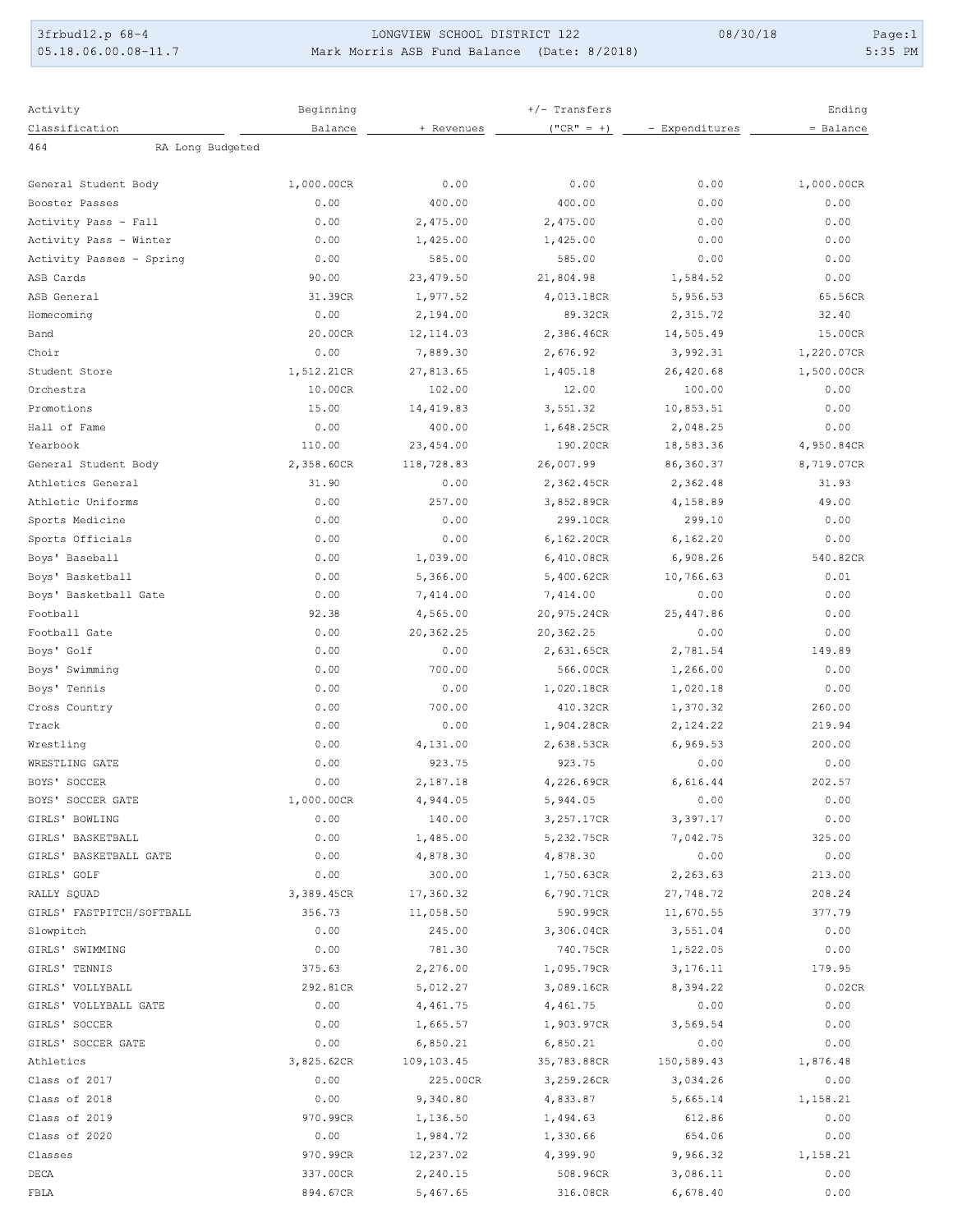LONGVIEW SCHOOL DISTRICT 122

Mark Morris ASB Fund Balance (Date: 8/2018)

| Activity Classification | Beginning Balance | + Revenues | +/- Transfers ("CR" = +) | - Expenditures | Ending = Balance |
|---|---|---|---|---|---|
| 464 RA Long Budgeted | | | | | |
| General Student Body | 1,000.00CR | 0.00 | 0.00 | 0.00 | 1,000.00CR |
| Booster Passes | 0.00 | 400.00 | 400.00 | 0.00 | 0.00 |
| Activity Pass - Fall | 0.00 | 2,475.00 | 2,475.00 | 0.00 | 0.00 |
| Activity Pass - Winter | 0.00 | 1,425.00 | 1,425.00 | 0.00 | 0.00 |
| Activity Passes - Spring | 0.00 | 585.00 | 585.00 | 0.00 | 0.00 |
| ASB Cards | 90.00 | 23,479.50 | 21,804.98 | 1,584.52 | 0.00 |
| ASB General | 31.39CR | 1,977.52 | 4,013.18CR | 5,956.53 | 65.56CR |
| Homecoming | 0.00 | 2,194.00 | 89.32CR | 2,315.72 | 32.40 |
| Band | 20.00CR | 12,114.03 | 2,386.46CR | 14,505.49 | 15.00CR |
| Choir | 0.00 | 7,889.30 | 2,676.92 | 3,992.31 | 1,220.07CR |
| Student Store | 1,512.21CR | 27,813.65 | 1,405.18 | 26,420.68 | 1,500.00CR |
| Orchestra | 10.00CR | 102.00 | 12.00 | 100.00 | 0.00 |
| Promotions | 15.00 | 14,419.83 | 3,551.32 | 10,853.51 | 0.00 |
| Hall of Fame | 0.00 | 400.00 | 1,648.25CR | 2,048.25 | 0.00 |
| Yearbook | 110.00 | 23,454.00 | 190.20CR | 18,583.36 | 4,950.84CR |
| General Student Body | 2,358.60CR | 118,728.83 | 26,007.99 | 86,360.37 | 8,719.07CR |
| Athletics General | 31.90 | 0.00 | 2,362.45CR | 2,362.48 | 31.93 |
| Athletic Uniforms | 0.00 | 257.00 | 3,852.89CR | 4,158.89 | 49.00 |
| Sports Medicine | 0.00 | 0.00 | 299.10CR | 299.10 | 0.00 |
| Sports Officials | 0.00 | 0.00 | 6,162.20CR | 6,162.20 | 0.00 |
| Boys' Baseball | 0.00 | 1,039.00 | 6,410.08CR | 6,908.26 | 540.82CR |
| Boys' Basketball | 0.00 | 5,366.00 | 5,400.62CR | 10,766.63 | 0.01 |
| Boys' Basketball Gate | 0.00 | 7,414.00 | 7,414.00 | 0.00 | 0.00 |
| Football | 92.38 | 4,565.00 | 20,975.24CR | 25,447.86 | 0.00 |
| Football Gate | 0.00 | 20,362.25 | 20,362.25 | 0.00 | 0.00 |
| Boys' Golf | 0.00 | 0.00 | 2,631.65CR | 2,781.54 | 149.89 |
| Boys' Swimming | 0.00 | 700.00 | 566.00CR | 1,266.00 | 0.00 |
| Boys' Tennis | 0.00 | 0.00 | 1,020.18CR | 1,020.18 | 0.00 |
| Cross Country | 0.00 | 700.00 | 410.32CR | 1,370.32 | 260.00 |
| Track | 0.00 | 0.00 | 1,904.28CR | 2,124.22 | 219.94 |
| Wrestling | 0.00 | 4,131.00 | 2,638.53CR | 6,969.53 | 200.00 |
| WRESTLING GATE | 0.00 | 923.75 | 923.75 | 0.00 | 0.00 |
| BOYS' SOCCER | 0.00 | 2,187.18 | 4,226.69CR | 6,616.44 | 202.57 |
| BOYS' SOCCER GATE | 1,000.00CR | 4,944.05 | 5,944.05 | 0.00 | 0.00 |
| GIRLS' BOWLING | 0.00 | 140.00 | 3,257.17CR | 3,397.17 | 0.00 |
| GIRLS' BASKETBALL | 0.00 | 1,485.00 | 5,232.75CR | 7,042.75 | 325.00 |
| GIRLS' BASKETBALL GATE | 0.00 | 4,878.30 | 4,878.30 | 0.00 | 0.00 |
| GIRLS' GOLF | 0.00 | 300.00 | 1,750.63CR | 2,263.63 | 213.00 |
| RALLY SQUAD | 3,389.45CR | 17,360.32 | 6,790.71CR | 27,748.72 | 208.24 |
| GIRLS' FASTPITCH/SOFTBALL | 356.73 | 11,058.50 | 590.99CR | 11,670.55 | 377.79 |
| Slowpitch | 0.00 | 245.00 | 3,306.04CR | 3,551.04 | 0.00 |
| GIRLS' SWIMMING | 0.00 | 781.30 | 740.75CR | 1,522.05 | 0.00 |
| GIRLS' TENNIS | 375.63 | 2,276.00 | 1,095.79CR | 3,176.11 | 179.95 |
| GIRLS' VOLLYBALL | 292.81CR | 5,012.27 | 3,089.16CR | 8,394.22 | 0.02CR |
| GIRLS' VOLLYBALL GATE | 0.00 | 4,461.75 | 4,461.75 | 0.00 | 0.00 |
| GIRLS' SOCCER | 0.00 | 1,665.57 | 1,903.97CR | 3,569.54 | 0.00 |
| GIRLS' SOCCER GATE | 0.00 | 6,850.21 | 6,850.21 | 0.00 | 0.00 |
| Athletics | 3,825.62CR | 109,103.45 | 35,783.88CR | 150,589.43 | 1,876.48 |
| Class of 2017 | 0.00 | 225.00CR | 3,259.26CR | 3,034.26 | 0.00 |
| Class of 2018 | 0.00 | 9,340.80 | 4,833.87 | 5,665.14 | 1,158.21 |
| Class of 2019 | 970.99CR | 1,136.50 | 1,494.63 | 612.86 | 0.00 |
| Class of 2020 | 0.00 | 1,984.72 | 1,330.66 | 654.06 | 0.00 |
| Classes | 970.99CR | 12,237.02 | 4,399.90 | 9,966.32 | 1,158.21 |
| DECA | 337.00CR | 2,240.15 | 508.96CR | 3,086.11 | 0.00 |
| FBLA | 894.67CR | 5,467.65 | 316.08CR | 6,678.40 | 0.00 |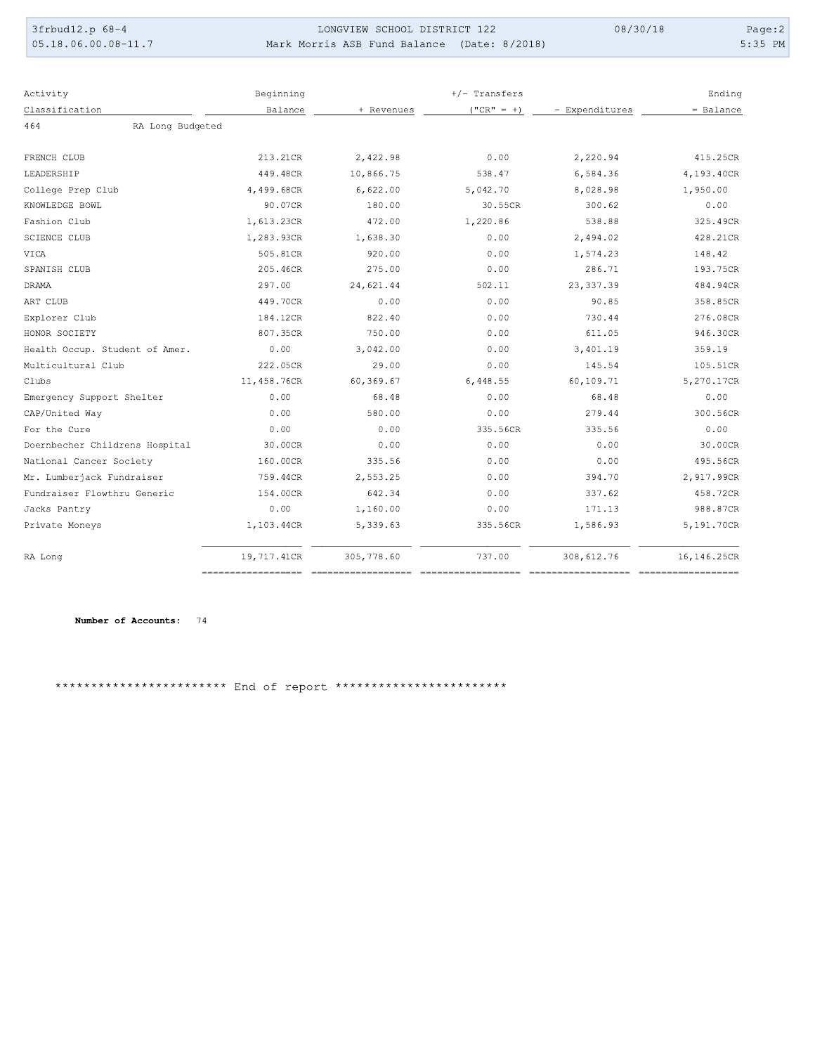| Activity Classification | Beginning Balance | + Revenues | +/- Transfers ("CR" = +) | - Expenditures | Ending = Balance |
|---|---|---|---|---|---|
| 464 RA Long Budgeted | | | | | |
| FRENCH CLUB | 213.21CR | 2,422.98 | 0.00 | 2,220.94 | 415.25CR |
| LEADERSHIP | 449.48CR | 10,866.75 | 538.47 | 6,584.36 | 4,193.40CR |
| College Prep Club | 4,499.68CR | 6,622.00 | 5,042.70 | 8,028.98 | 1,950.00 |
| KNOWLEDGE BOWL | 90.07CR | 180.00 | 30.55CR | 300.62 | 0.00 |
| Fashion Club | 1,613.23CR | 472.00 | 1,220.86 | 538.88 | 325.49CR |
| SCIENCE CLUB | 1,283.93CR | 1,638.30 | 0.00 | 2,494.02 | 428.21CR |
| VICA | 505.81CR | 920.00 | 0.00 | 1,574.23 | 148.42 |
| SPANISH CLUB | 205.46CR | 275.00 | 0.00 | 286.71 | 193.75CR |
| DRAMA | 297.00 | 24,621.44 | 502.11 | 23,337.39 | 484.94CR |
| ART CLUB | 449.70CR | 0.00 | 0.00 | 90.85 | 358.85CR |
| Explorer Club | 184.12CR | 822.40 | 0.00 | 730.44 | 276.08CR |
| HONOR SOCIETY | 807.35CR | 750.00 | 0.00 | 611.05 | 946.30CR |
| Health Occup. Student of Amer. | 0.00 | 3,042.00 | 0.00 | 3,401.19 | 359.19 |
| Multicultural Club | 222.05CR | 29.00 | 0.00 | 145.54 | 105.51CR |
| Clubs | 11,458.76CR | 60,369.67 | 6,448.55 | 60,109.71 | 5,270.17CR |
| Emergency Support Shelter | 0.00 | 68.48 | 0.00 | 68.48 | 0.00 |
| CAP/United Way | 0.00 | 580.00 | 0.00 | 279.44 | 300.56CR |
| For the Cure | 0.00 | 0.00 | 335.56CR | 335.56 | 0.00 |
| Doernbecher Childrens Hospital | 30.00CR | 0.00 | 0.00 | 0.00 | 30.00CR |
| National Cancer Society | 160.00CR | 335.56 | 0.00 | 0.00 | 495.56CR |
| Mr. Lumberjack Fundraiser | 759.44CR | 2,553.25 | 0.00 | 394.70 | 2,917.99CR |
| Fundraiser Flowthru Generic | 154.00CR | 642.34 | 0.00 | 337.62 | 458.72CR |
| Jacks Pantry | 0.00 | 1,160.00 | 0.00 | 171.13 | 988.87CR |
| Private Moneys | 1,103.44CR | 5,339.63 | 335.56CR | 1,586.93 | 5,191.70CR |
| RA Long | 19,717.41CR | 305,778.60 | 737.00 | 308,612.76 | 16,146.25CR |

**Number of Accounts:** 74

\*\*\*\*\*\*\*\*\*\*\*\*\*\*\*\*\*\*\*\*\*\*\*\* End of report \*\*\*\*\*\*\*\*\*\*\*\*\*\*\*\*\*\*\*\*\*\*\*\*